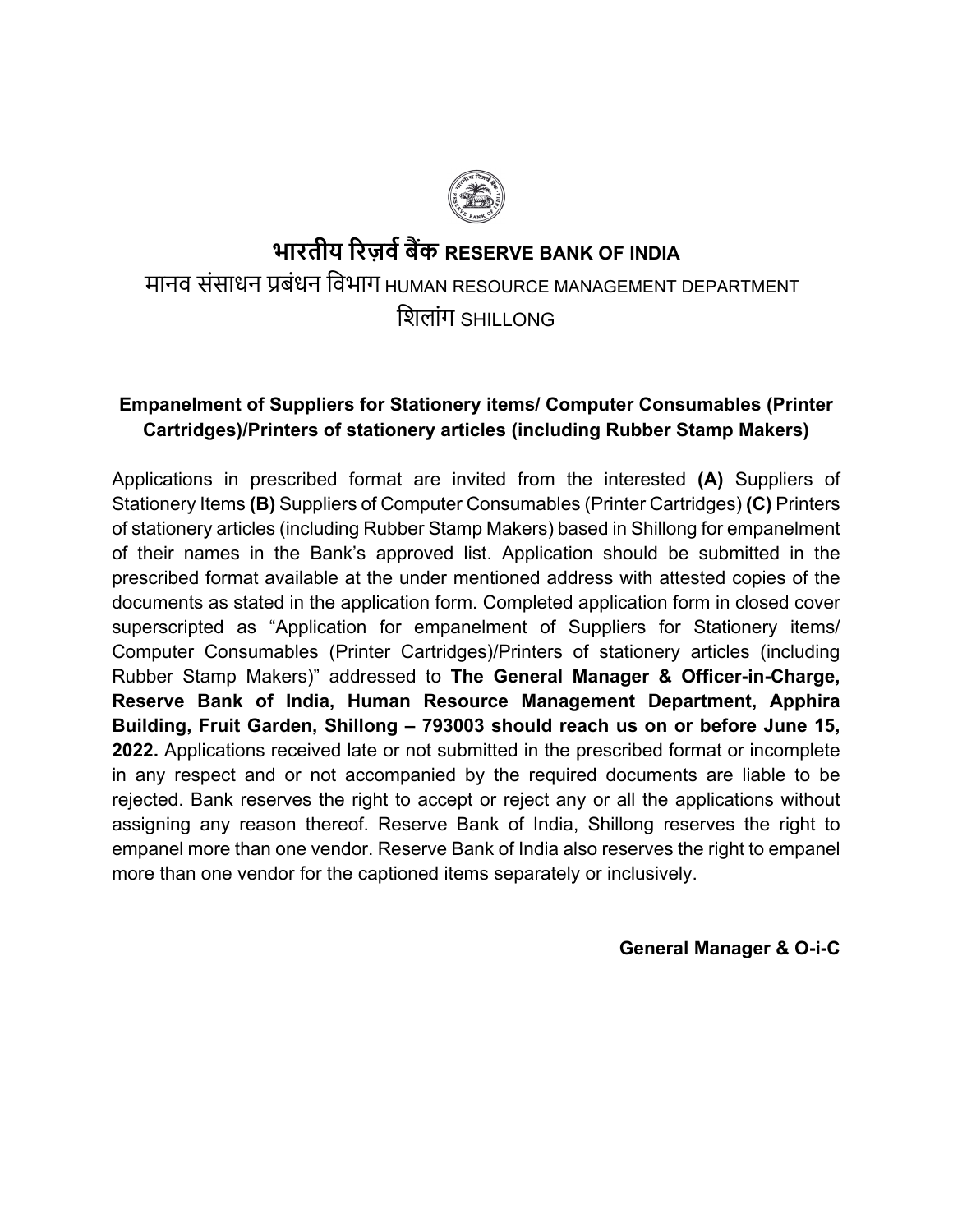# भारतीय रिज़र्व बैंक RESERVE BANK OF INDIA

मानव संसाधन प्रबंधन विभाग HUMAN RESOURCE MANAGEMENT DEPARTMENT

शिलांग SHILLONG

**Empanelment of Suppliers for Stationery items/ Computer Consumables (Printer Cartridges)/Printers of stationery articles (including Rubber Stamp Makers)**

Applications in prescribed format are invited from the interested **(A)** Suppliers of Stationery Items **(B)** Suppliers of Computer Consumables (Printer Cartridges) **(C)** Printers of stationery articles (including Rubber Stamp Makers) based in Shillong for empanelment of their names in the Bank's approved list. Application should be submitted in the prescribed format available at the under mentioned address with attested copies of the documents as stated in the application form. Completed application form in closed cover superscripted as "Application for empanelment of Suppliers for Stationery items/ Computer Consumables (Printer Cartridges)/Printers of stationery articles (including Rubber Stamp Makers)" addressed to **The General Manager & Officer-in-Charge, Reserve Bank of India, Human Resource Management Department, Apphira Building, Fruit Garden, Shillong – 793003 should reach us on or before June 15, 2022.** Applications received late or not submitted in the prescribed format or incomplete in any respect and or not accompanied by the required documents are liable to be rejected. Bank reserves the right to accept or reject any or all the applications without assigning any reason thereof. Reserve Bank of India, Shillong reserves the right to empanel more than one vendor. Reserve Bank of India also reserves the right to empanel more than one vendor for the captioned items separately or inclusively.

**General Manager & O-i-C**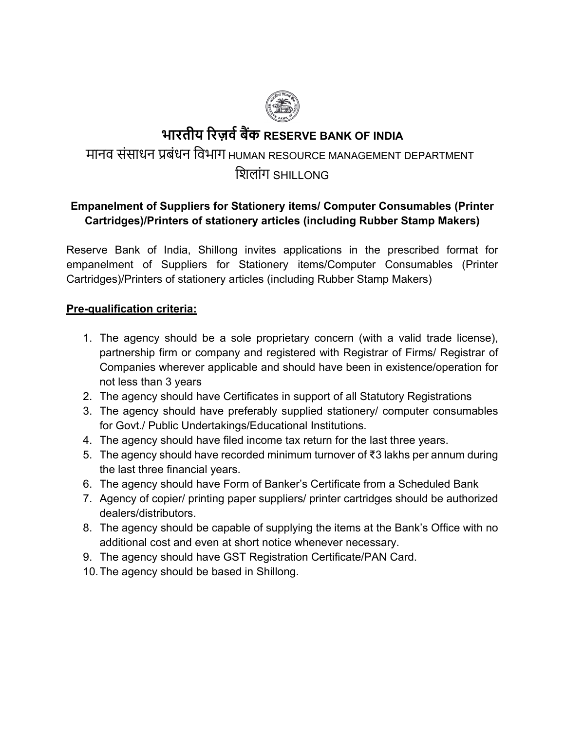# भारतीय रिज़र्व बैंक RESERVE BANK OF INDIA

## मानव संसाधन प्रबंधन विभाग HUMAN RESOURCE MANAGEMENT DEPARTMENT

## शिलांग SHILLONG

**Empanelment of Suppliers for Stationery items/ Computer Consumables (Printer Cartridges)/Printers of stationery articles (including Rubber Stamp Makers)**

Reserve Bank of India, Shillong invites applications in the prescribed format for empanelment of Suppliers for Stationery items/Computer Consumables (Printer Cartridges)/Printers of stationery articles (including Rubber Stamp Makers)

**Pre-qualification criteria:**

1. The agency should be a sole proprietary concern (with a valid trade license), partnership firm or company and registered with Registrar of Firms/ Registrar of Companies wherever applicable and should have been in existence/operation for not less than 3 years
2. The agency should have Certificates in support of all Statutory Registrations
3. The agency should have preferably supplied stationery/ computer consumables for Govt./ Public Undertakings/Educational Institutions.
4. The agency should have filed income tax return for the last three years.
5. The agency should have recorded minimum turnover of ₹3 lakhs per annum during the last three financial years.
6. The agency should have Form of Banker's Certificate from a Scheduled Bank
7. Agency of copier/ printing paper suppliers/ printer cartridges should be authorized dealers/distributors.
8. The agency should be capable of supplying the items at the Bank's Office with no additional cost and even at short notice whenever necessary.
9. The agency should have GST Registration Certificate/PAN Card.
10. The agency should be based in Shillong.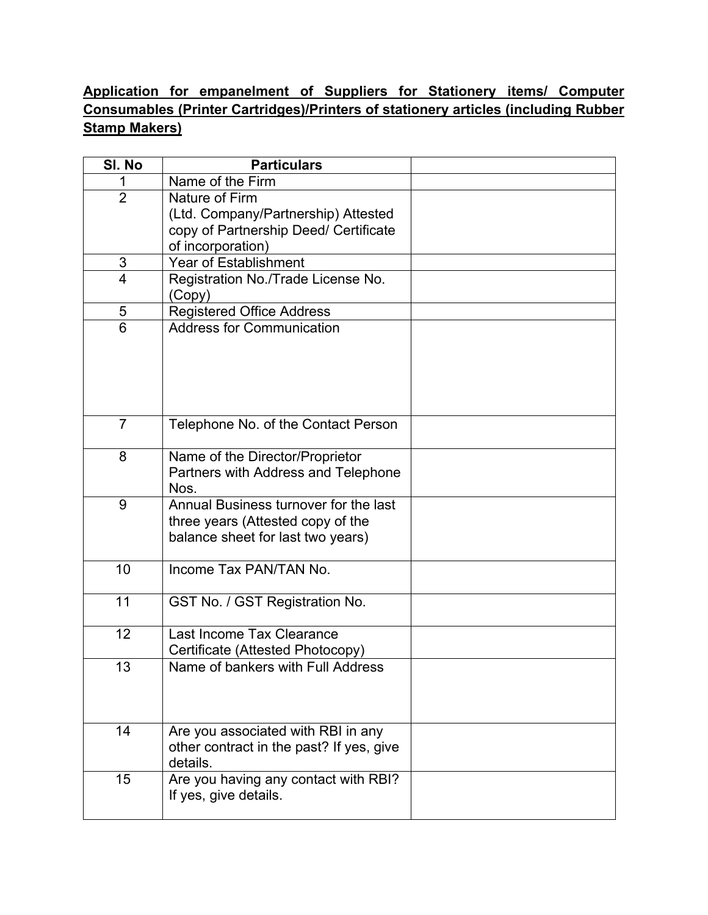**Application for empanelment of Suppliers for Stationery items/ Computer Consumables (Printer Cartridges)/Printers of stationery articles (including Rubber Stamp Makers)**

| Sl. No | Particulars | |
|---|---|---|
| 1 | Name of the Firm | |
| 2 | Nature of Firm (Ltd. Company/Partnership) Attested copy of Partnership Deed/ Certificate of incorporation) | |
| 3 | Year of Establishment | |
| 4 | Registration No./Trade License No. (Copy) | |
| 5 | Registered Office Address | |
| 6 | Address for Communication | |
| 7 | Telephone No. of the Contact Person | |
| 8 | Name of the Director/Proprietor Partners with Address and Telephone Nos. | |
| 9 | Annual Business turnover for the last three years (Attested copy of the balance sheet for last two years) | |
| 10 | Income Tax PAN/TAN No. | |
| 11 | GST No. / GST Registration No. | |
| 12 | Last Income Tax Clearance Certificate (Attested Photocopy) | |
| 13 | Name of bankers with Full Address | |
| 14 | Are you associated with RBI in any other contract in the past? If yes, give details. | |
| 15 | Are you having any contact with RBI? If yes, give details. | |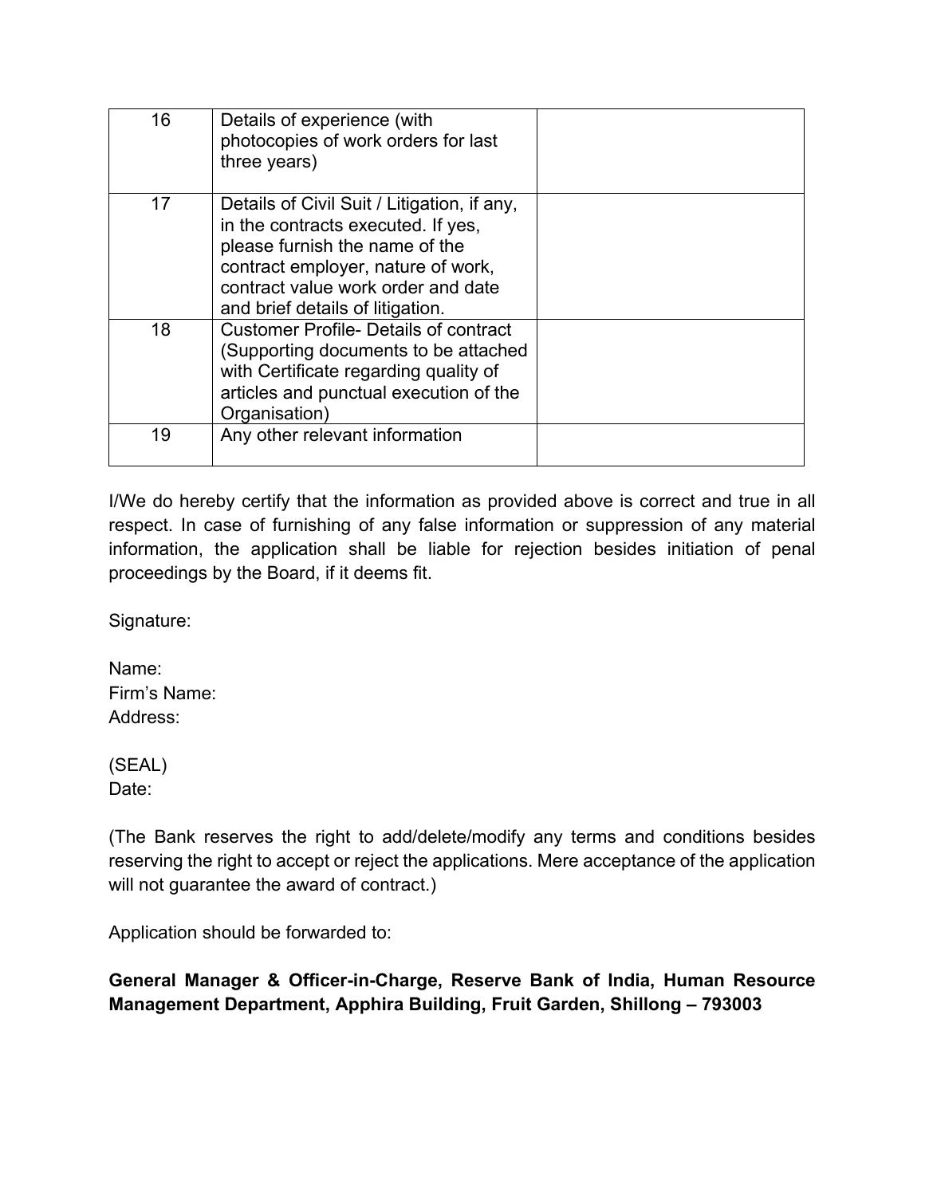| | | |
|---|---|---|
| 16 | Details of experience (with photocopies of work orders for last three years) | |
| 17 | Details of Civil Suit / Litigation, if any, in the contracts executed. If yes, please furnish the name of the contract employer, nature of work, contract value work order and date and brief details of litigation. | |
| 18 | Customer Profile- Details of contract (Supporting documents to be attached with Certificate regarding quality of articles and punctual execution of the Organisation) | |
| 19 | Any other relevant information | |

I/We do hereby certify that the information as provided above is correct and true in all respect. In case of furnishing of any false information or suppression of any material information, the application shall be liable for rejection besides initiation of penal proceedings by the Board, if it deems fit.

Signature:

Name:
Firm's Name:
Address:

(SEAL)
Date:

(The Bank reserves the right to add/delete/modify any terms and conditions besides reserving the right to accept or reject the applications. Mere acceptance of the application will not guarantee the award of contract.)

Application should be forwarded to:

**General Manager & Officer-in-Charge, Reserve Bank of India, Human Resource Management Department, Apphira Building, Fruit Garden, Shillong – 793003**